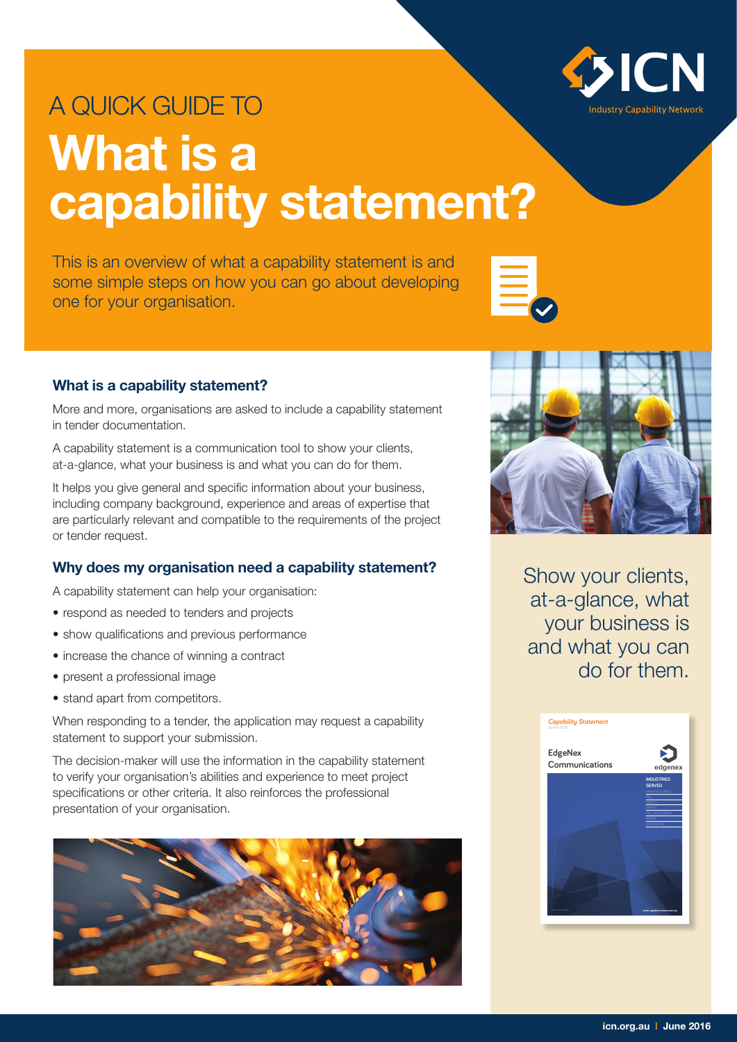A QUICK GUIDE TO

# What is a capability statement?

This is an overview of what a capability statement is and some simple steps on how you can go about developing one for your organisation.

## What is a capability statement?

More and more, organisations are asked to include a capability statement in tender documentation.

A capability statement is a communication tool to show your clients, at-a-glance, what your business is and what you can do for them.

It helps you give general and specific information about your business, including company background, experience and areas of expertise that are particularly relevant and compatible to the requirements of the project or tender request.

## Why does my organisation need a capability statement?

A capability statement can help your organisation:

- respond as needed to tenders and projects
- show qualifications and previous performance
- increase the chance of winning a contract
- present a professional image
- stand apart from competitors.

When responding to a tender, the application may request a capability statement to support your submission.

The decision-maker will use the information in the capability statement to verify your organisation's abilities and experience to meet project specifications or other criteria. It also reinforces the professional presentation of your organisation.

Show your clients, at-a-glance, what your business is and what you can do for them.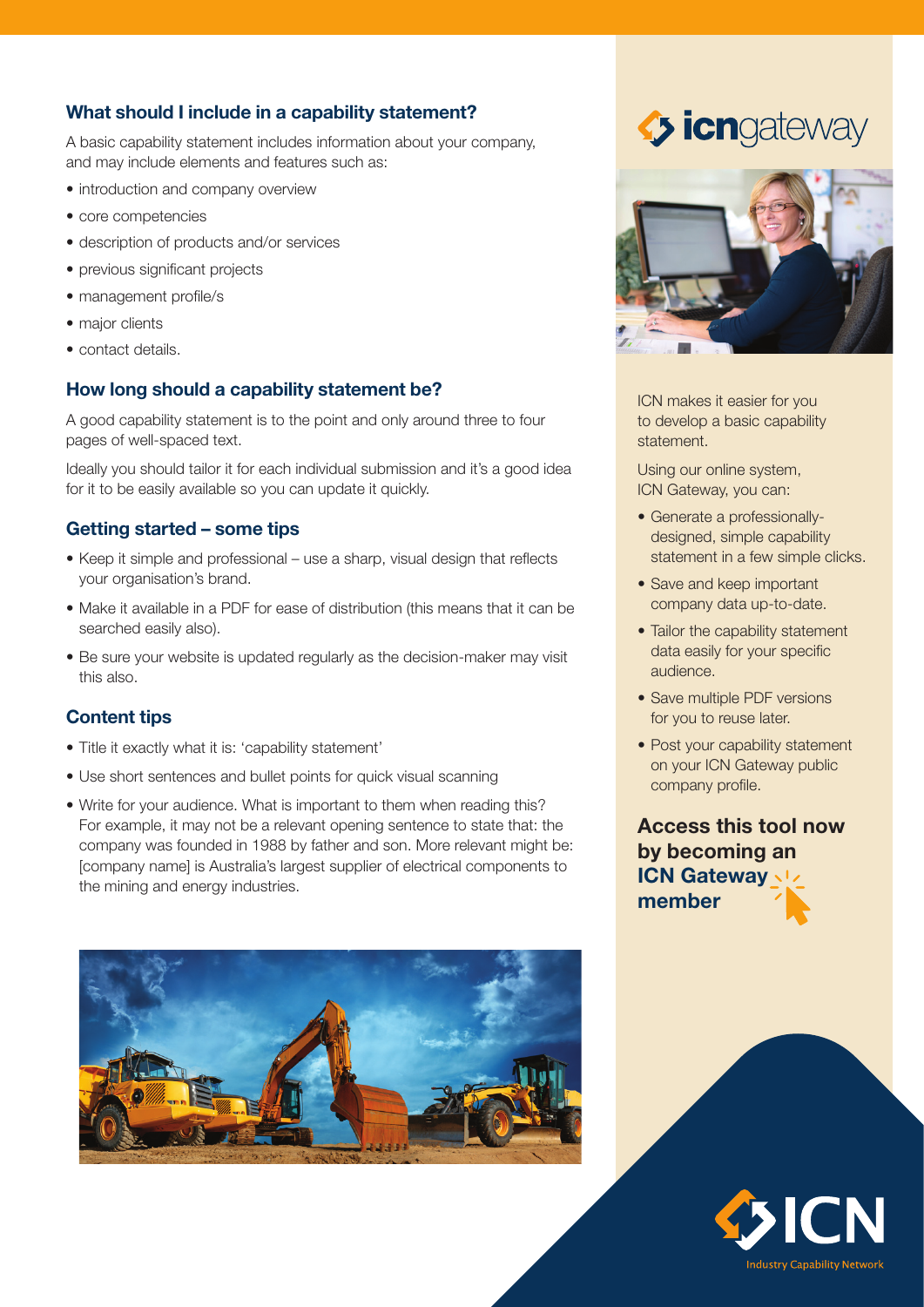## What should I include in a capability statement?

A basic capability statement includes information about your company, and may include elements and features such as:

- introduction and company overview
- core competencies
- description of products and/or services
- previous significant projects
- management profile/s
- major clients
- contact details.

## How long should a capability statement be?

A good capability statement is to the point and only around three to four pages of well-spaced text.

Ideally you should tailor it for each individual submission and it's a good idea for it to be easily available so you can update it quickly.

## Getting started – some tips

- Keep it simple and professional – use a sharp, visual design that reflects your organisation's brand.
- Make it available in a PDF for ease of distribution (this means that it can be searched easily also).
- Be sure your website is updated regularly as the decision-maker may visit this also.

## Content tips

- Title it exactly what it is: 'capability statement'
- Use short sentences and bullet points for quick visual scanning
- Write for your audience. What is important to them when reading this? For example, it may not be a relevant opening sentence to state that: the company was founded in 1988 by father and son. More relevant might be: [company name] is Australia's largest supplier of electrical components to the mining and energy industries.

icngateway

ICN makes it easier for you to develop a basic capability statement.

Using our online system, ICN Gateway, you can:

- Generate a professionally-designed, simple capability statement in a few simple clicks.
- Save and keep important company data up-to-date.
- Tailor the capability statement data easily for your specific audience.
- Save multiple PDF versions for you to reuse later.
- Post your capability statement on your ICN Gateway public company profile.

**Access this tool now by becoming an ICN Gateway member**

ICN
Industry Capability Network